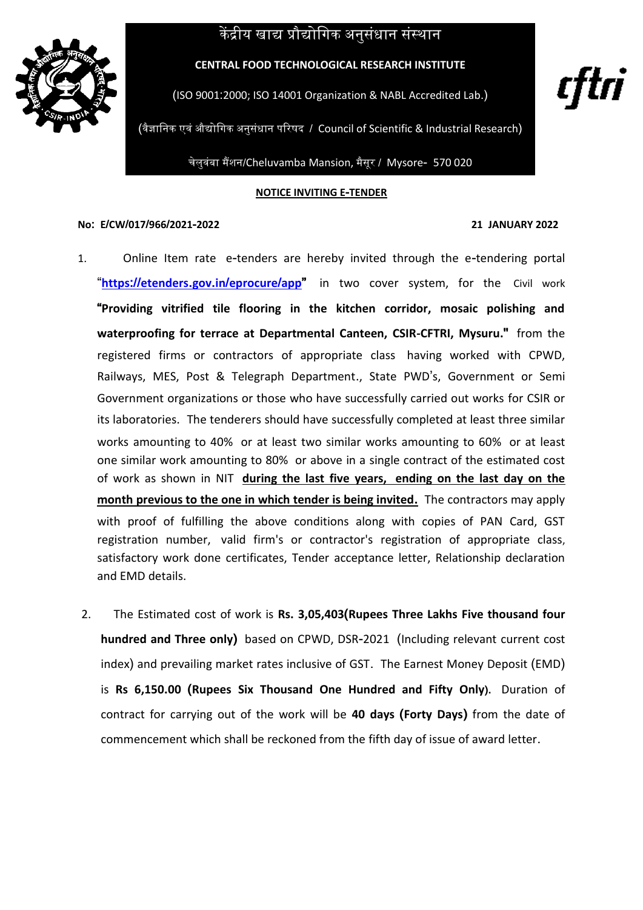# केंद्रीय खाद्य प्रौद्योगिक अनुसंधान संस्थान

**CENTRAL FOOD TECHNOLOGICAL RESEARCH INSTITUTE**

(ISO 9001:2000; ISO 14001 Organization & NABL Accredited Lab.)

(वैज्ञानिक एवं औद्योगिक अनुसंधान परिषद / Council of Scientific & Industrial Research)

चेलुवंबा मैंशन/Cheluvamba Mansion, मैसूर / Mysore- 570 020

cftri

## NOTICE INVITING E-TENDER

**No: E/CW/017/966/2021-2022** **21 JANUARY 2022**

1. Online Item rate e-tenders are hereby invited through the e-tendering portal "**https://etenders.gov.in/eprocure/app**" in two cover system, for the Civil work **"Providing vitrified tile flooring in the kitchen corridor, mosaic polishing and waterproofing for terrace at Departmental Canteen, CSIR-CFTRI, Mysuru."** from the registered firms or contractors of appropriate class having worked with CPWD, Railways, MES, Post & Telegraph Department., State PWD's, Government or Semi Government organizations or those who have successfully carried out works for CSIR or its laboratories. The tenderers should have successfully completed at least three similar works amounting to 40% or at least two similar works amounting to 60% or at least one similar work amounting to 80% or above in a single contract of the estimated cost of work as shown in NIT **during the last five years, ending on the last day on the month previous to the one in which tender is being invited.** The contractors may apply with proof of fulfilling the above conditions along with copies of PAN Card, GST registration number, valid firm's or contractor's registration of appropriate class, satisfactory work done certificates, Tender acceptance letter, Relationship declaration and EMD details.

2. The Estimated cost of work is **Rs. 3,05,403(Rupees Three Lakhs Five thousand four hundred and Three only)** based on CPWD, DSR-2021 (Including relevant current cost index) and prevailing market rates inclusive of GST. The Earnest Money Deposit (EMD) is **Rs 6,150.00 (Rupees Six Thousand One Hundred and Fifty Only)**. Duration of contract for carrying out of the work will be **40 days (Forty Days)** from the date of commencement which shall be reckoned from the fifth day of issue of award letter.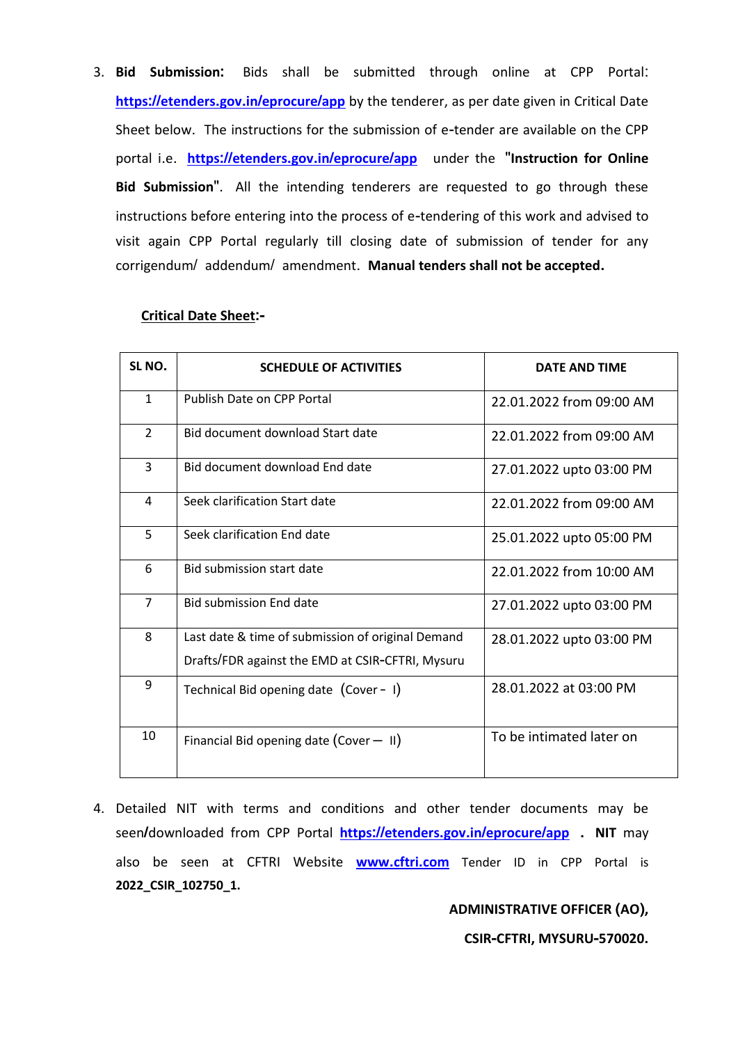3. **Bid Submission:** Bids shall be submitted through online at CPP Portal: **https://etenders.gov.in/eprocure/app** by the tenderer, as per date given in Critical Date Sheet below. The instructions for the submission of e-tender are available on the CPP portal i.e. **https://etenders.gov.in/eprocure/app** under the **"Instruction for Online Bid Submission"**. All the intending tenderers are requested to go through these instructions before entering into the process of e-tendering of this work and advised to visit again CPP Portal regularly till closing date of submission of tender for any corrigendum/ addendum/ amendment. **Manual tenders shall not be accepted.**

**Critical Date Sheet:-**

| SL NO. | SCHEDULE OF ACTIVITIES | DATE AND TIME |
|---|---|---|
| 1 | Publish Date on CPP Portal | 22.01.2022 from 09:00 AM |
| 2 | Bid document download Start date | 22.01.2022 from 09:00 AM |
| 3 | Bid document download End date | 27.01.2022 upto 03:00 PM |
| 4 | Seek clarification Start date | 22.01.2022 from 09:00 AM |
| 5 | Seek clarification End date | 25.01.2022 upto 05:00 PM |
| 6 | Bid submission start date | 22.01.2022 from 10:00 AM |
| 7 | Bid submission End date | 27.01.2022 upto 03:00 PM |
| 8 | Last date & time of submission of original Demand Drafts/FDR against the EMD at CSIR-CFTRI, Mysuru | 28.01.2022 upto 03:00 PM |
| 9 | Technical Bid opening date (Cover - I) | 28.01.2022 at 03:00 PM |
| 10 | Financial Bid opening date (Cover – II) | To be intimated later on |

4. Detailed NIT with terms and conditions and other tender documents may be seen/downloaded from CPP Portal **https://etenders.gov.in/eprocure/app** . **NIT** may also be seen at CFTRI Website **www.cftri.com** Tender ID in CPP Portal is **2022_CSIR_102750_1.**

**ADMINISTRATIVE OFFICER (AO),**

**CSIR-CFTRI, MYSURU-570020.**